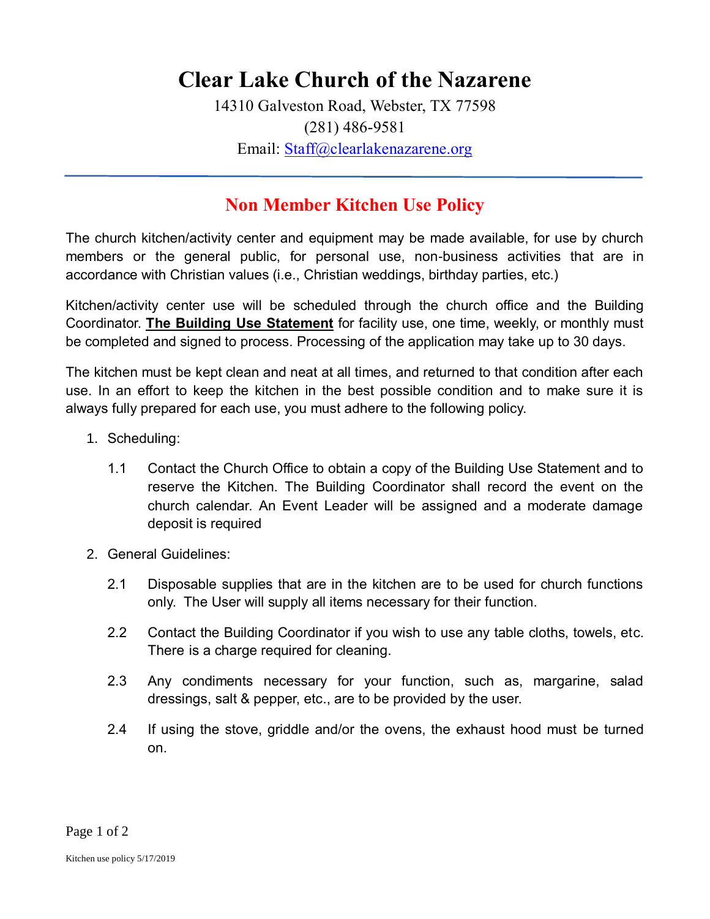# Clear Lake Church of the Nazarene

14310 Galveston Road, Webster, TX 77598
(281) 486-9581
Email: Staff@clearlakenazarene.org

---

## Non Member Kitchen Use Policy

The church kitchen/activity center and equipment may be made available, for use by church members or the general public, for personal use, non-business activities that are in accordance with Christian values (i.e., Christian weddings, birthday parties, etc.)

Kitchen/activity center use will be scheduled through the church office and the Building Coordinator. **The Building Use Statement** for facility use, one time, weekly, or monthly must be completed and signed to process. Processing of the application may take up to 30 days.

The kitchen must be kept clean and neat at all times, and returned to that condition after each use. In an effort to keep the kitchen in the best possible condition and to make sure it is always fully prepared for each use, you must adhere to the following policy.

1. Scheduling:

   1.1 Contact the Church Office to obtain a copy of the Building Use Statement and to reserve the Kitchen. The Building Coordinator shall record the event on the church calendar. An Event Leader will be assigned and a moderate damage deposit is required

2. General Guidelines:

   2.1 Disposable supplies that are in the kitchen are to be used for church functions only. The User will supply all items necessary for their function.

   2.2 Contact the Building Coordinator if you wish to use any table cloths, towels, etc. There is a charge required for cleaning.

   2.3 Any condiments necessary for your function, such as, margarine, salad dressings, salt & pepper, etc., are to be provided by the user.

   2.4 If using the stove, griddle and/or the ovens, the exhaust hood must be turned on.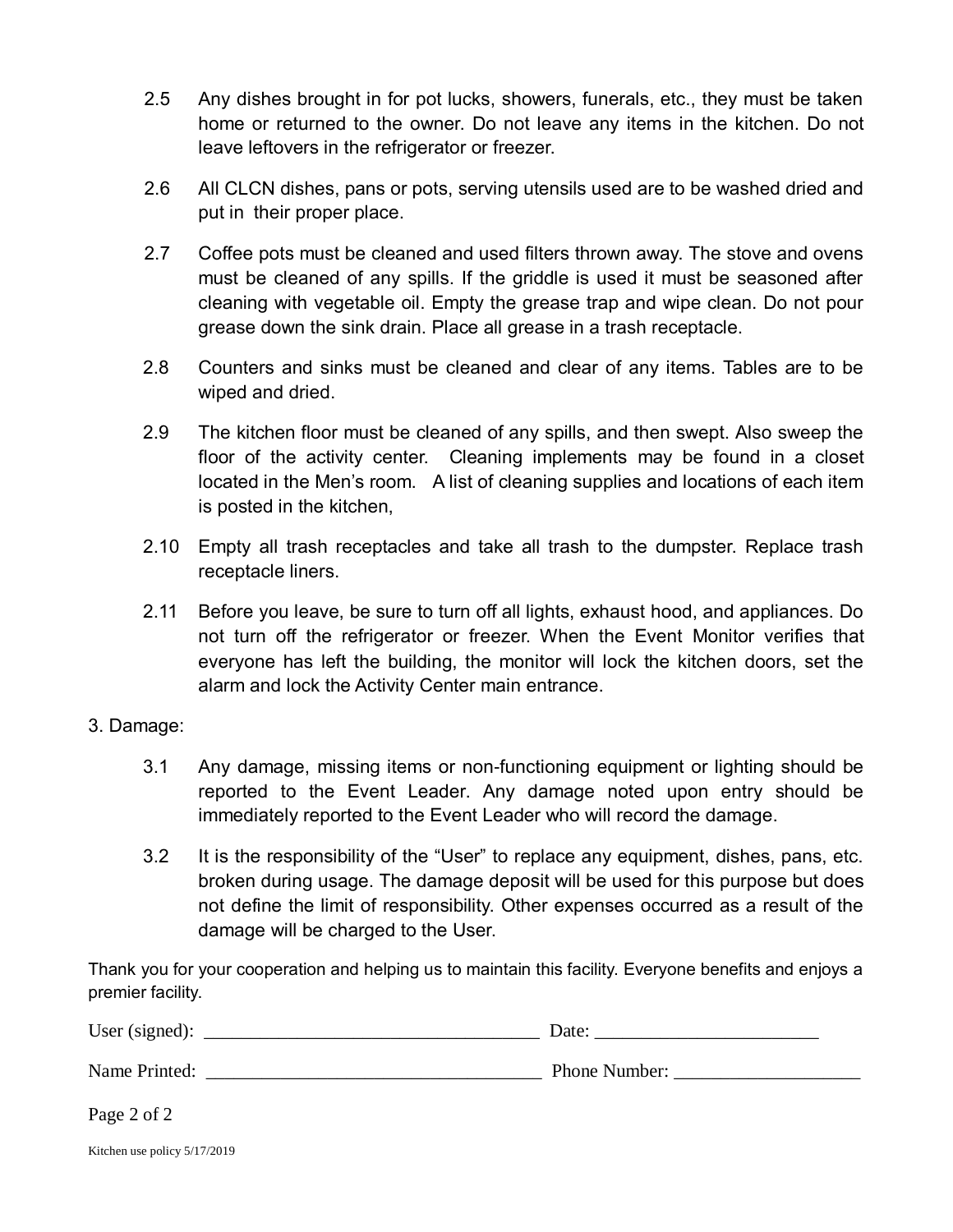2.5 Any dishes brought in for pot lucks, showers, funerals, etc., they must be taken home or returned to the owner. Do not leave any items in the kitchen. Do not leave leftovers in the refrigerator or freezer.

2.6 All CLCN dishes, pans or pots, serving utensils used are to be washed dried and put in their proper place.

2.7 Coffee pots must be cleaned and used filters thrown away. The stove and ovens must be cleaned of any spills. If the griddle is used it must be seasoned after cleaning with vegetable oil. Empty the grease trap and wipe clean. Do not pour grease down the sink drain. Place all grease in a trash receptacle.

2.8 Counters and sinks must be cleaned and clear of any items. Tables are to be wiped and dried.

2.9 The kitchen floor must be cleaned of any spills, and then swept. Also sweep the floor of the activity center. Cleaning implements may be found in a closet located in the Men's room. A list of cleaning supplies and locations of each item is posted in the kitchen,

2.10 Empty all trash receptacles and take all trash to the dumpster. Replace trash receptacle liners.

2.11 Before you leave, be sure to turn off all lights, exhaust hood, and appliances. Do not turn off the refrigerator or freezer. When the Event Monitor verifies that everyone has left the building, the monitor will lock the kitchen doors, set the alarm and lock the Activity Center main entrance.

3. Damage:

3.1 Any damage, missing items or non-functioning equipment or lighting should be reported to the Event Leader. Any damage noted upon entry should be immediately reported to the Event Leader who will record the damage.

3.2 It is the responsibility of the "User" to replace any equipment, dishes, pans, etc. broken during usage. The damage deposit will be used for this purpose but does not define the limit of responsibility. Other expenses occurred as a result of the damage will be charged to the User.

Thank you for your cooperation and helping us to maintain this facility. Everyone benefits and enjoys a premier facility.

User (signed): ___________________________________ Date: _______________________

Name Printed: ___________________________________ Phone Number: ___________________

Kitchen use policy 5/17/2019